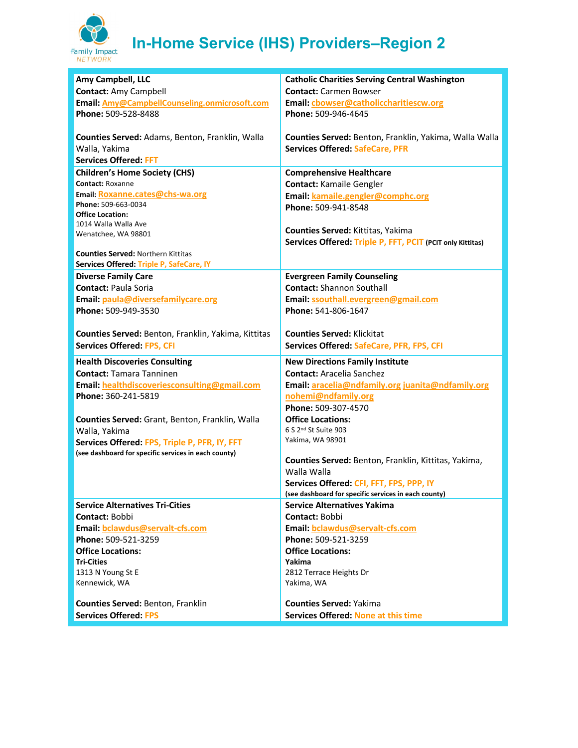# In-Home Service (IHS) Providers–Region 2

Family Impact NETWORK

**Amy Campbell, LLC**
**Contact:** Amy Campbell
**Email:** Amy@CampbellCounseling.onmicrosoft.com
**Phone:** 509-528-8488

**Counties Served:** Adams, Benton, Franklin, Walla Walla, Yakima
**Services Offered:** FFT

**Catholic Charities Serving Central Washington**
**Contact:** Carmen Bowser
**Email:** cbowser@catholiccharitiescw.org
**Phone:** 509-946-4645

**Counties Served:** Benton, Franklin, Yakima, Walla Walla
**Services Offered:** SafeCare, PFR

**Children's Home Society (CHS)**
**Contact:** Roxanne
**Email:** Roxanne.cates@chs-wa.org
**Phone:** 509-663-0034
**Office Location:**
1014 Walla Walla Ave
Wenatchee, WA 98801

**Counties Served:** Northern Kittitas
**Services Offered:** Triple P, SafeCare, IY

**Comprehensive Healthcare**
**Contact:** Kamaile Gengler
**Email:** kamaile.gengler@comphc.org
**Phone:** 509-941-8548

**Counties Served:** Kittitas, Yakima
**Services Offered:** Triple P, FFT, PCIT **(PCIT only Kittitas)**

**Diverse Family Care**
**Contact:** Paula Soria
**Email:** paula@diversefamilycare.org
**Phone:** 509-949-3530

**Counties Served:** Benton, Franklin, Yakima, Kittitas
**Services Offered:** FPS, CFI

**Evergreen Family Counseling**
**Contact:** Shannon Southall
**Email:** ssouthall.evergreen@gmail.com
**Phone:** 541-806-1647

**Counties Served:** Klickitat
**Services Offered:** SafeCare, PFR, FPS, CFI

**Health Discoveries Consulting**
**Contact:** Tamara Tanninen
**Email:** healthdiscoveriesconsulting@gmail.com
**Phone:** 360-241-5819

**Counties Served:** Grant, Benton, Franklin, Walla Walla, Yakima
**Services Offered:** FPS, Triple P, PFR, IY, FFT
**(see dashboard for specific services in each county)**

**New Directions Family Institute**
**Contact:** Aracelia Sanchez
**Email:** aracelia@ndfamily.org juanita@ndfamily.org nohemi@ndfamily.org
**Phone:** 509-307-4570
**Office Locations:**
6 S 2nd St Suite 903
Yakima, WA 98901

**Counties Served:** Benton, Franklin, Kittitas, Yakima, Walla Walla
**Services Offered:** CFI, FFT, FPS, PPP, IY
**(see dashboard for specific services in each county)**

**Service Alternatives Tri-Cities**
**Contact:** Bobbi
**Email:** bclawdus@servalt-cfs.com
**Phone:** 509-521-3259
**Office Locations:**
**Tri-Cities**
1313 N Young St E
Kennewick, WA

**Counties Served:** Benton, Franklin
**Services Offered:** FPS

**Service Alternatives Yakima**
**Contact:** Bobbi
**Email:** bclawdus@servalt-cfs.com
**Phone:** 509-521-3259
**Office Locations:**
**Yakima**
2812 Terrace Heights Dr
Yakima, WA

**Counties Served:** Yakima
**Services Offered:** None at this time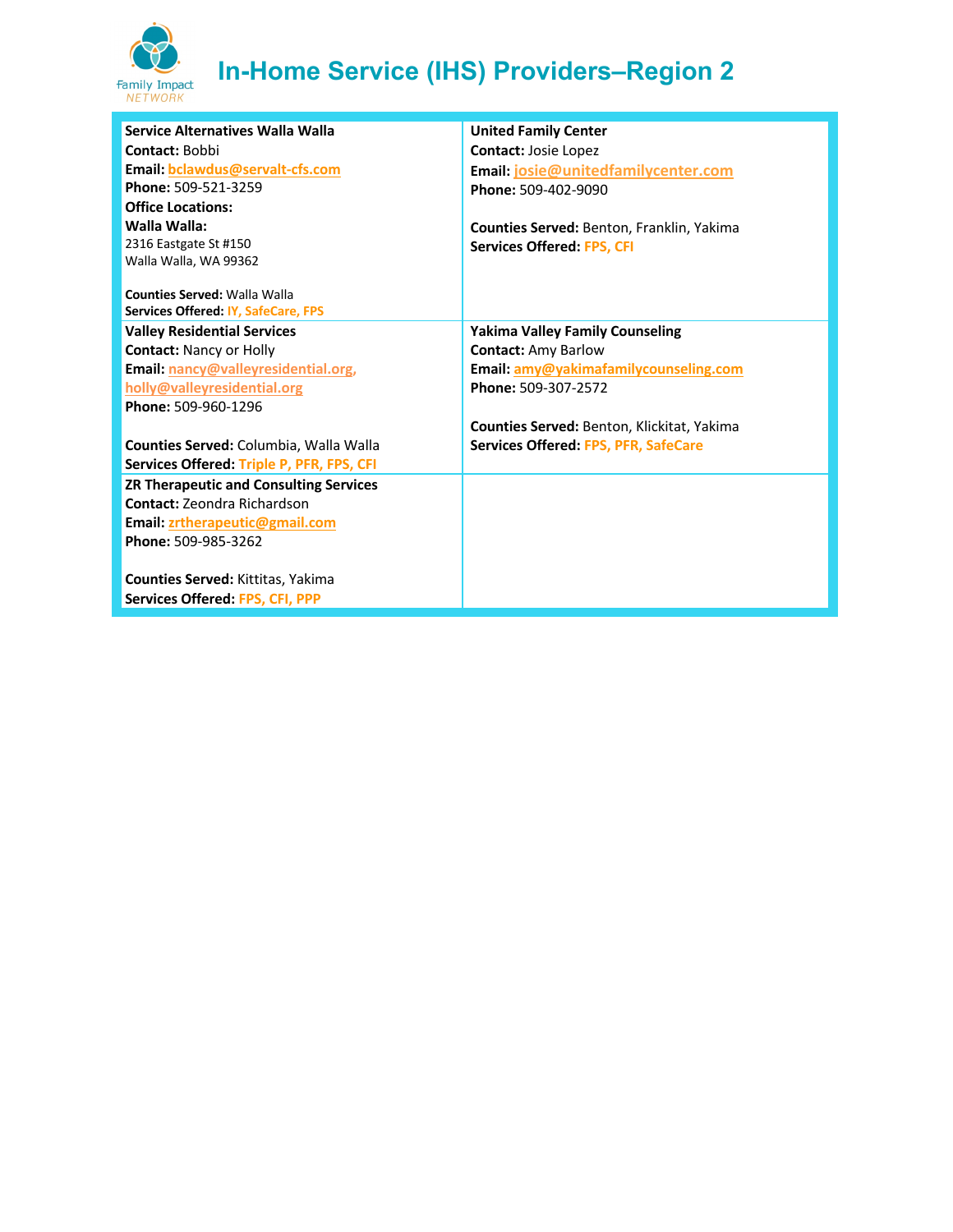# In-Home Service (IHS) Providers–Region 2

| | |
|---|---|
| **Service Alternatives Walla Walla**<br>**Contact:** Bobbi<br>**Email:** bclawdus@servalt-cfs.com<br>**Phone:** 509-521-3259<br>**Office Locations:**<br>**Walla Walla:**<br>2316 Eastgate St #150<br>Walla Walla, WA 99362<br><br>**Counties Served:** Walla Walla<br>**Services Offered:** **IY, SafeCare, FPS** | **United Family Center**<br>**Contact:** Josie Lopez<br>**Email:** josie@unitedfamilycenter.com<br>**Phone:** 509-402-9090<br><br>**Counties Served:** Benton, Franklin, Yakima<br>**Services Offered:** **FPS, CFI** |
| **Valley Residential Services**<br>**Contact:** Nancy or Holly<br>**Email:** nancy@valleyresidential.org, holly@valleyresidential.org<br>**Phone:** 509-960-1296<br><br>**Counties Served:** Columbia, Walla Walla<br>**Services Offered:** **Triple P, PFR, FPS, CFI** | **Yakima Valley Family Counseling**<br>**Contact:** Amy Barlow<br>**Email:** amy@yakimafamilycounseling.com<br>**Phone:** 509-307-2572<br><br>**Counties Served:** Benton, Klickitat, Yakima<br>**Services Offered:** **FPS, PFR, SafeCare** |
| **ZR Therapeutic and Consulting Services**<br>**Contact:** Zeondra Richardson<br>**Email:** zrtherapeutic@gmail.com<br>**Phone:** 509-985-3262<br><br>**Counties Served:** Kittitas, Yakima<br>**Services Offered:** **FPS, CFI, PPP** | |